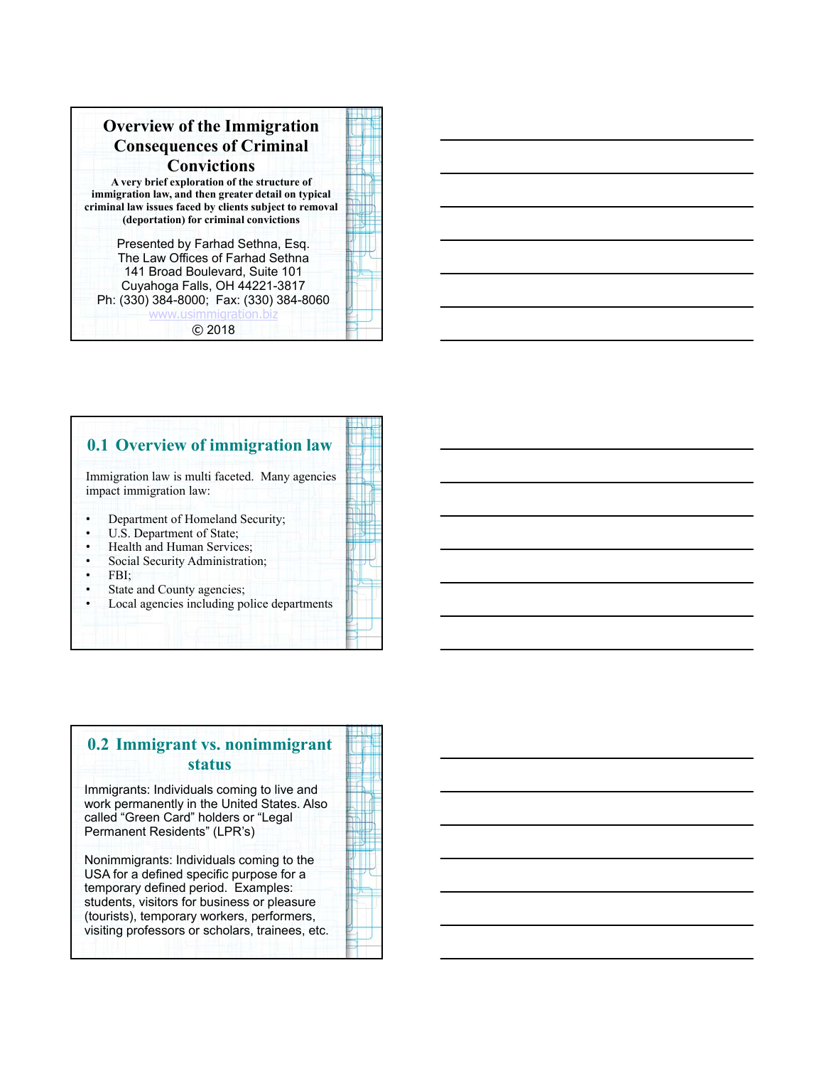# Overview of the Immigration Consequences of Criminal Convictions

**A very brief exploration of the structure of immigration law, and then greater detail on typical criminal law issues faced by clients subject to removal (deportation) for criminal convictions**

Presented by Farhad Sethna, Esq.
The Law Offices of Farhad Sethna
141 Broad Boulevard, Suite 101
Cuyahoga Falls, OH 44221-3817
Ph: (330) 384-8000; Fax: (330) 384-8060
www.usimmigration.biz
© 2018

## 0.1 Overview of immigration law

Immigration law is multi faceted. Many agencies impact immigration law:

- Department of Homeland Security;
- U.S. Department of State;
- Health and Human Services;
- Social Security Administration;
- FBI;
- State and County agencies;
- Local agencies including police departments

## 0.2 Immigrant vs. nonimmigrant status

Immigrants: Individuals coming to live and work permanently in the United States. Also called "Green Card" holders or "Legal Permanent Residents" (LPR's)

Nonimmigrants: Individuals coming to the USA for a defined specific purpose for a temporary defined period. Examples: students, visitors for business or pleasure (tourists), temporary workers, performers, visiting professors or scholars, trainees, etc.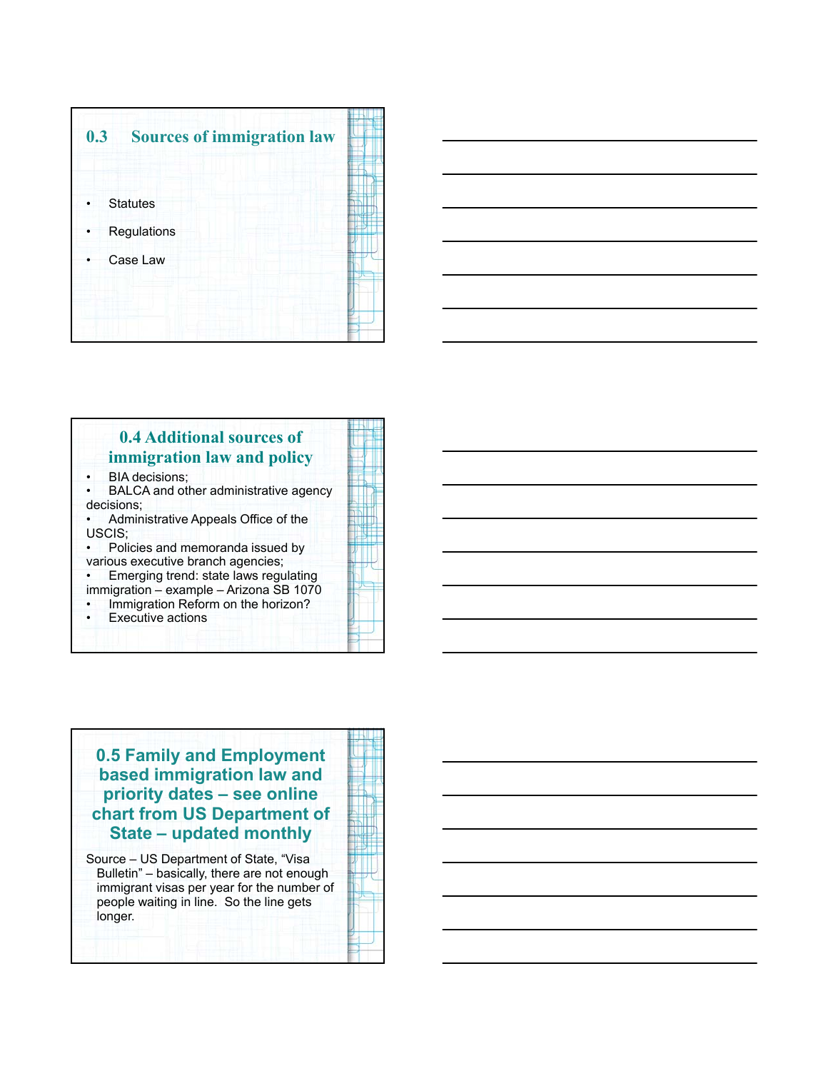## 0.3 Sources of immigration law

- Statutes
- Regulations
- Case Law

## 0.4 Additional sources of immigration law and policy

- BIA decisions;
- BALCA and other administrative agency decisions;
- Administrative Appeals Office of the USCIS;
- Policies and memoranda issued by various executive branch agencies;
- Emerging trend: state laws regulating immigration – example – Arizona SB 1070
- Immigration Reform on the horizon?
- Executive actions

## 0.5 Family and Employment based immigration law and priority dates – see online chart from US Department of State – updated monthly

Source – US Department of State, "Visa Bulletin" – basically, there are not enough immigrant visas per year for the number of people waiting in line. So the line gets longer.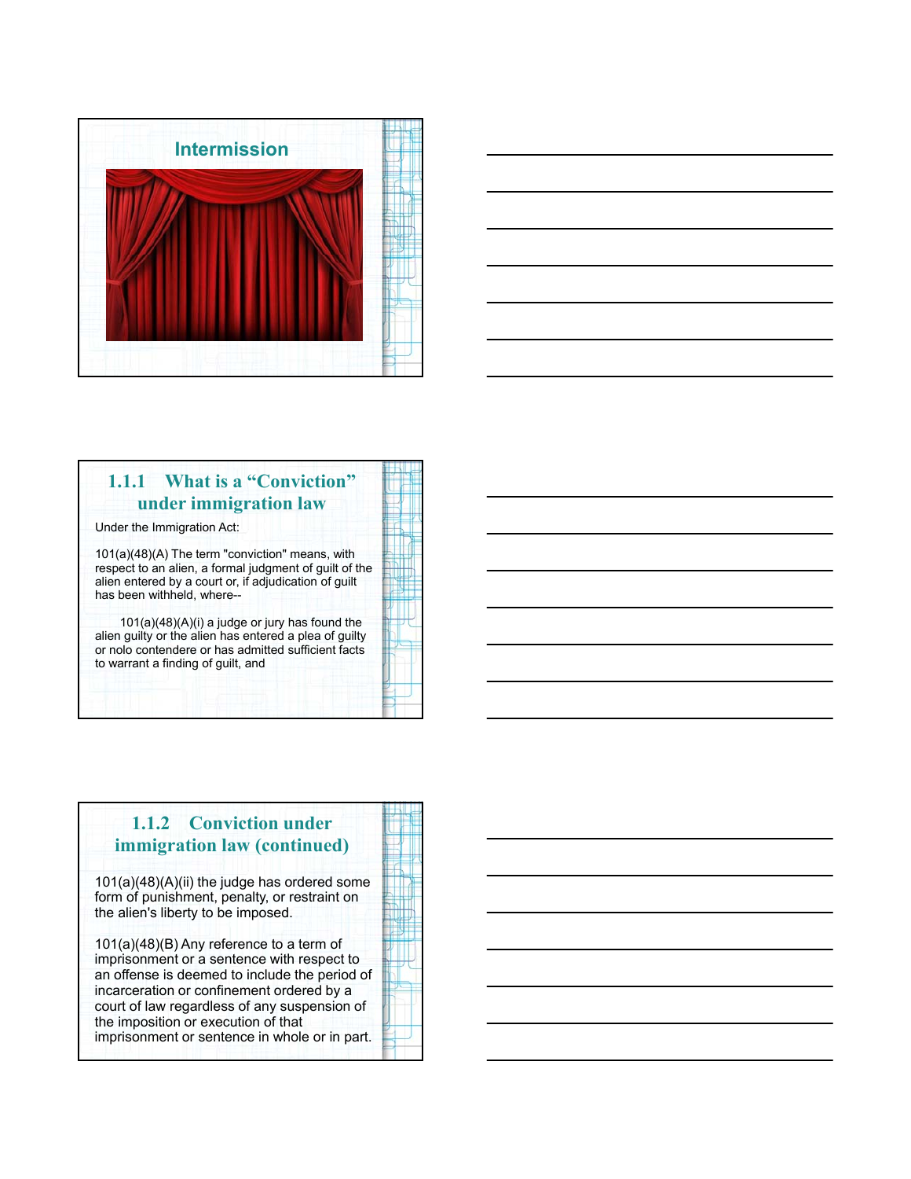## Intermission

## 1.1.1 What is a "Conviction" under immigration law

Under the Immigration Act:

101(a)(48)(A) The term "conviction" means, with respect to an alien, a formal judgment of guilt of the alien entered by a court or, if adjudication of guilt has been withheld, where--

101(a)(48)(A)(i) a judge or jury has found the alien guilty or the alien has entered a plea of guilty or nolo contendere or has admitted sufficient facts to warrant a finding of guilt, and

## 1.1.2 Conviction under immigration law (continued)

101(a)(48)(A)(ii) the judge has ordered some form of punishment, penalty, or restraint on the alien's liberty to be imposed.

101(a)(48)(B) Any reference to a term of imprisonment or a sentence with respect to an offense is deemed to include the period of incarceration or confinement ordered by a court of law regardless of any suspension of the imposition or execution of that imprisonment or sentence in whole or in part.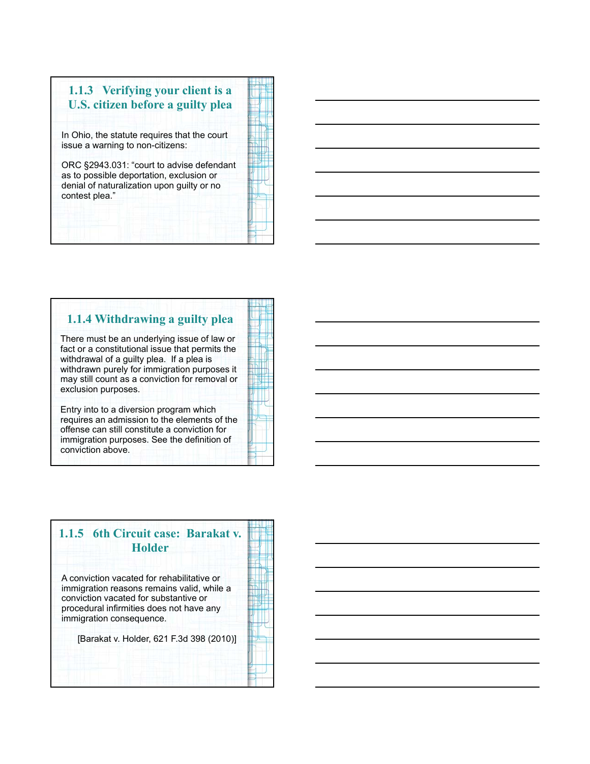### 1.1.3 Verifying your client is a U.S. citizen before a guilty plea

In Ohio, the statute requires that the court issue a warning to non-citizens:

ORC §2943.031: "court to advise defendant as to possible deportation, exclusion or denial of naturalization upon guilty or no contest plea."

### 1.1.4 Withdrawing a guilty plea

There must be an underlying issue of law or fact or a constitutional issue that permits the withdrawal of a guilty plea. If a plea is withdrawn purely for immigration purposes it may still count as a conviction for removal or exclusion purposes.

Entry into to a diversion program which requires an admission to the elements of the offense can still constitute a conviction for immigration purposes. See the definition of conviction above.

### 1.1.5 6th Circuit case: Barakat v. Holder

A conviction vacated for rehabilitative or immigration reasons remains valid, while a conviction vacated for substantive or procedural infirmities does not have any immigration consequence.

[Barakat v. Holder, 621 F.3d 398 (2010)]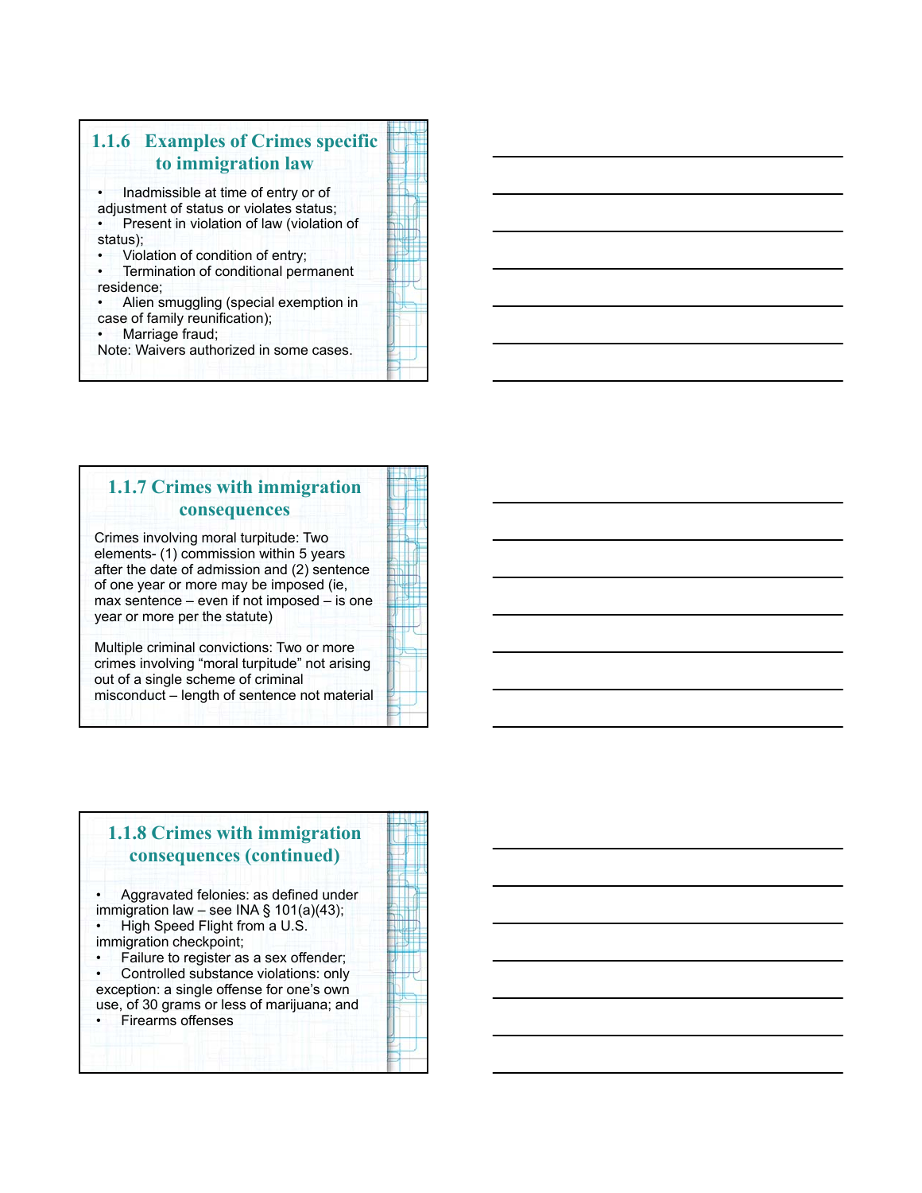## 1.1.6 Examples of Crimes specific to immigration law

- Inadmissible at time of entry or of adjustment of status or violates status;
- Present in violation of law (violation of status);
- Violation of condition of entry;
- Termination of conditional permanent residence;
- Alien smuggling (special exemption in case of family reunification);
- Marriage fraud;

Note: Waivers authorized in some cases.

## 1.1.7 Crimes with immigration consequences

Crimes involving moral turpitude: Two elements- (1) commission within 5 years after the date of admission and (2) sentence of one year or more may be imposed (ie, max sentence – even if not imposed – is one year or more per the statute)

Multiple criminal convictions: Two or more crimes involving "moral turpitude" not arising out of a single scheme of criminal misconduct – length of sentence not material

## 1.1.8 Crimes with immigration consequences (continued)

- Aggravated felonies: as defined under immigration law – see INA § 101(a)(43);
- High Speed Flight from a U.S. immigration checkpoint;
- Failure to register as a sex offender;
- Controlled substance violations: only exception: a single offense for one's own use, of 30 grams or less of marijuana; and
- Firearms offenses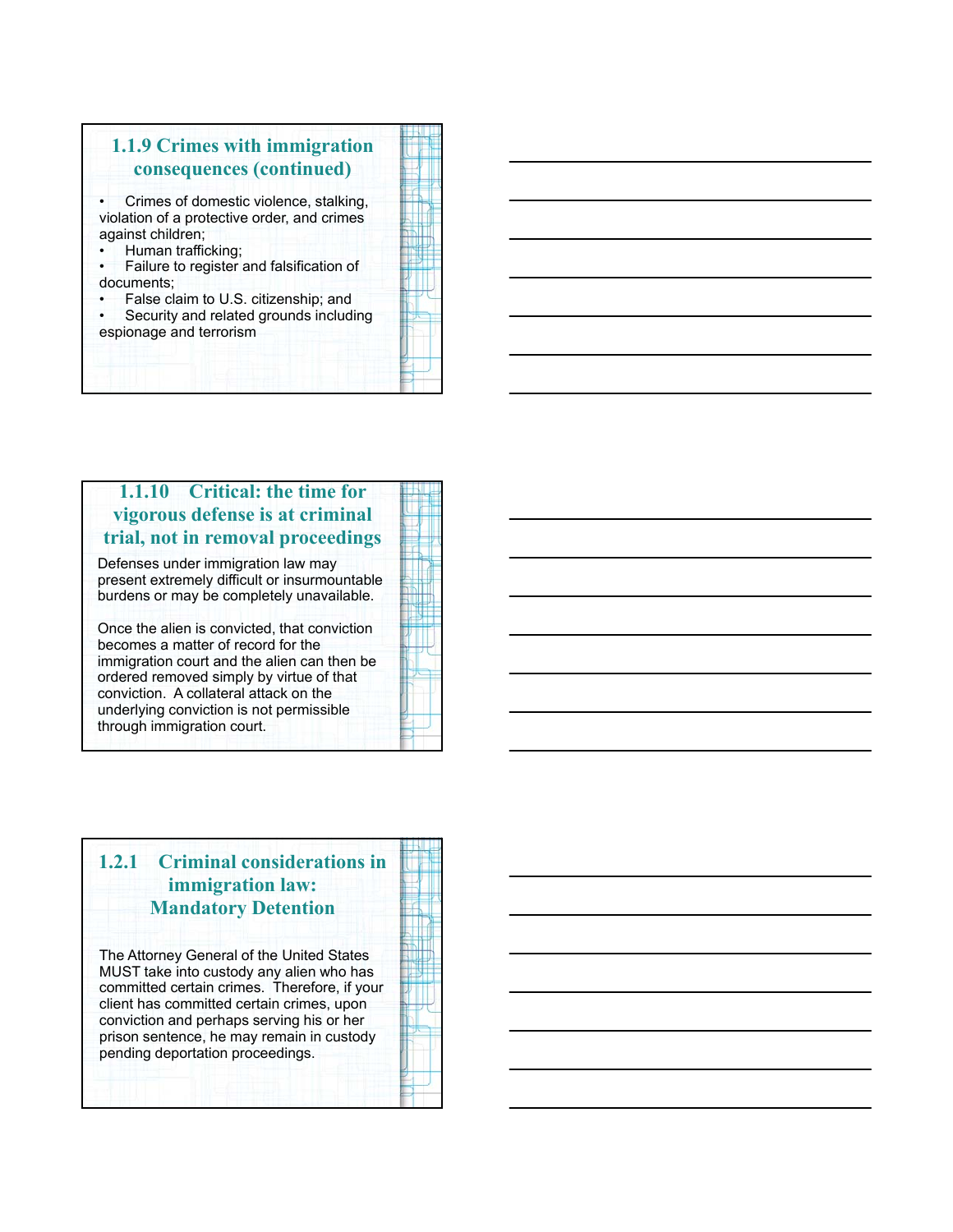## 1.1.9 Crimes with immigration consequences (continued)

- Crimes of domestic violence, stalking, violation of a protective order, and crimes against children;
- Human trafficking;
- Failure to register and falsification of documents;
- False claim to U.S. citizenship; and
- Security and related grounds including espionage and terrorism

## 1.1.10 Critical: the time for vigorous defense is at criminal trial, not in removal proceedings

Defenses under immigration law may present extremely difficult or insurmountable burdens or may be completely unavailable.

Once the alien is convicted, that conviction becomes a matter of record for the immigration court and the alien can then be ordered removed simply by virtue of that conviction. A collateral attack on the underlying conviction is not permissible through immigration court.

## 1.2.1 Criminal considerations in immigration law: Mandatory Detention

The Attorney General of the United States MUST take into custody any alien who has committed certain crimes. Therefore, if your client has committed certain crimes, upon conviction and perhaps serving his or her prison sentence, he may remain in custody pending deportation proceedings.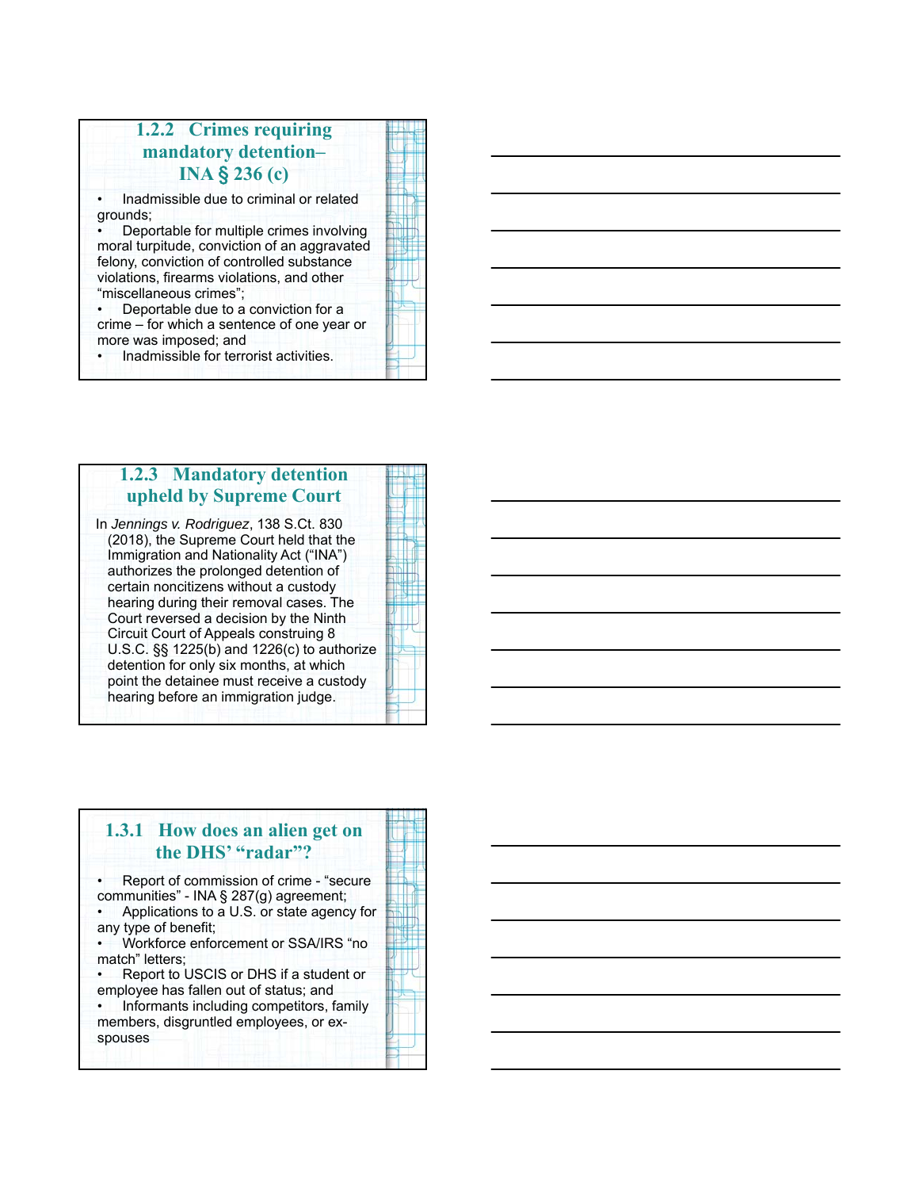## 1.2.2 Crimes requiring mandatory detention– INA § 236 (c)

- Inadmissible due to criminal or related grounds;
- Deportable for multiple crimes involving moral turpitude, conviction of an aggravated felony, conviction of controlled substance violations, firearms violations, and other "miscellaneous crimes";
- Deportable due to a conviction for a crime – for which a sentence of one year or more was imposed; and
- Inadmissible for terrorist activities.

## 1.2.3 Mandatory detention upheld by Supreme Court

In *Jennings v. Rodriguez*, 138 S.Ct. 830 (2018), the Supreme Court held that the Immigration and Nationality Act ("INA") authorizes the prolonged detention of certain noncitizens without a custody hearing during their removal cases. The Court reversed a decision by the Ninth Circuit Court of Appeals construing 8 U.S.C. §§ 1225(b) and 1226(c) to authorize detention for only six months, at which point the detainee must receive a custody hearing before an immigration judge.

## 1.3.1 How does an alien get on the DHS' "radar"?

- Report of commission of crime - "secure communities" - INA § 287(g) agreement;
- Applications to a U.S. or state agency for any type of benefit;
- Workforce enforcement or SSA/IRS "no match" letters;
- Report to USCIS or DHS if a student or employee has fallen out of status; and
- Informants including competitors, family members, disgruntled employees, or ex-spouses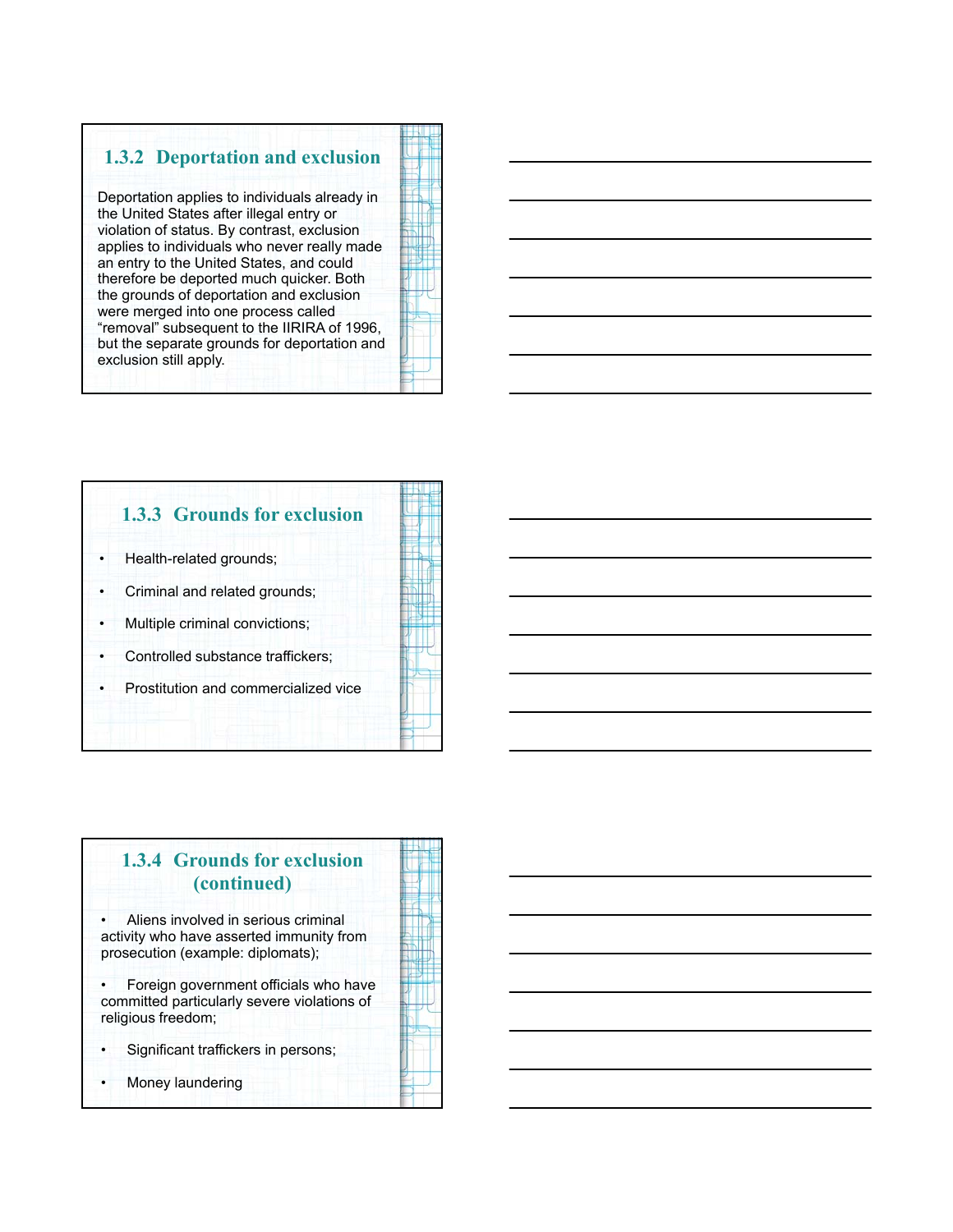## 1.3.2 Deportation and exclusion

Deportation applies to individuals already in the United States after illegal entry or violation of status. By contrast, exclusion applies to individuals who never really made an entry to the United States, and could therefore be deported much quicker. Both the grounds of deportation and exclusion were merged into one process called "removal" subsequent to the IIRIRA of 1996, but the separate grounds for deportation and exclusion still apply.

## 1.3.3 Grounds for exclusion

- Health-related grounds;
- Criminal and related grounds;
- Multiple criminal convictions;
- Controlled substance traffickers;
- Prostitution and commercialized vice

## 1.3.4 Grounds for exclusion (continued)

- Aliens involved in serious criminal activity who have asserted immunity from prosecution (example: diplomats);
- Foreign government officials who have committed particularly severe violations of religious freedom;
- Significant traffickers in persons;
- Money laundering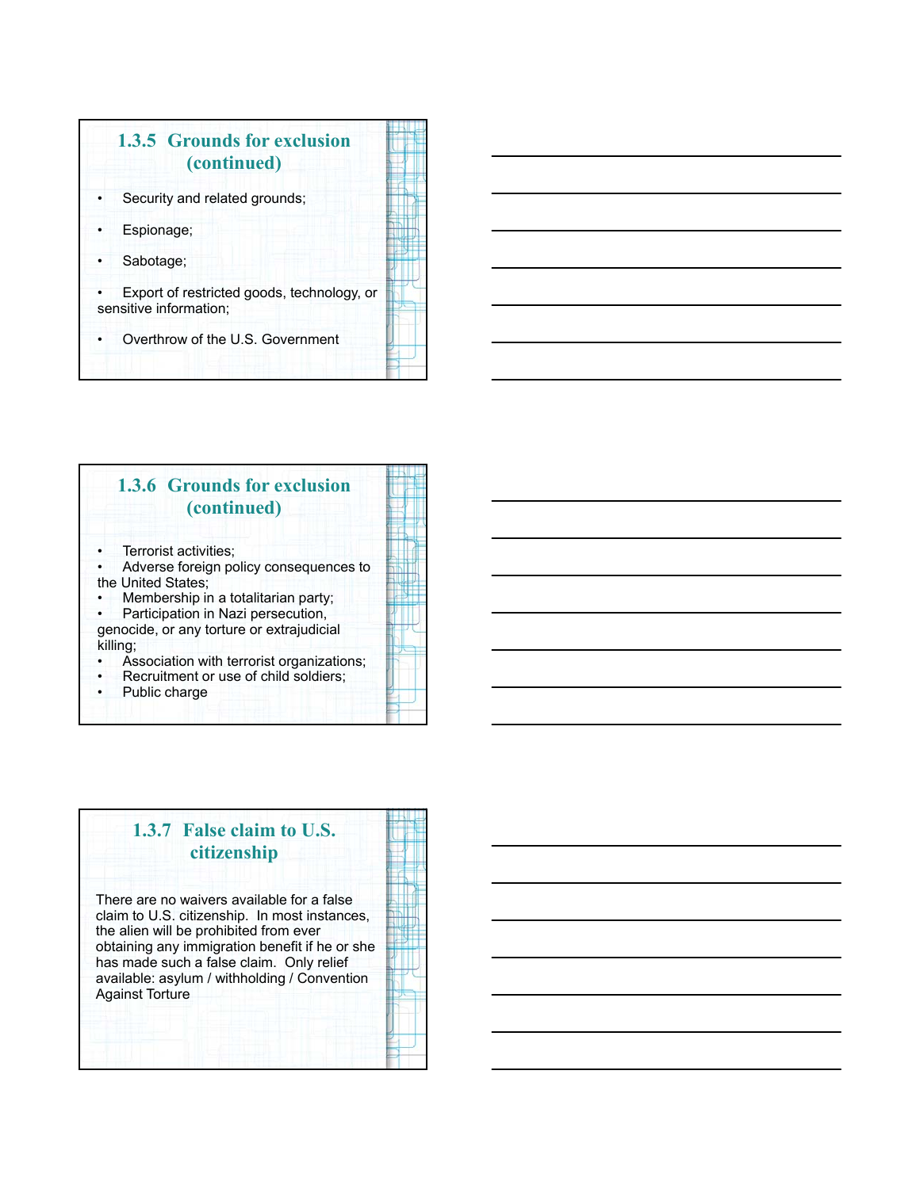## 1.3.5 Grounds for exclusion (continued)

- Security and related grounds;
- Espionage;
- Sabotage;
- Export of restricted goods, technology, or sensitive information;
- Overthrow of the U.S. Government

## 1.3.6 Grounds for exclusion (continued)

- Terrorist activities;
- Adverse foreign policy consequences to the United States;
- Membership in a totalitarian party;
- Participation in Nazi persecution, genocide, or any torture or extrajudicial killing;
- Association with terrorist organizations;
- Recruitment or use of child soldiers;
- Public charge

## 1.3.7 False claim to U.S. citizenship

There are no waivers available for a false claim to U.S. citizenship. In most instances, the alien will be prohibited from ever obtaining any immigration benefit if he or she has made such a false claim. Only relief available: asylum / withholding / Convention Against Torture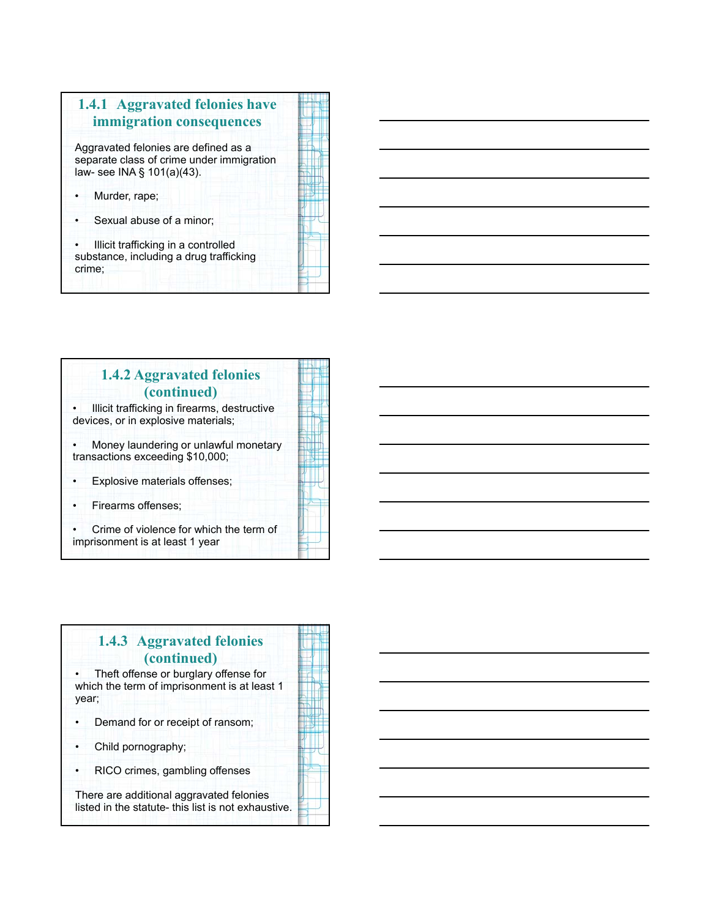## 1.4.1 Aggravated felonies have immigration consequences

Aggravated felonies are defined as a separate class of crime under immigration law- see INA § 101(a)(43).

- Murder, rape;
- Sexual abuse of a minor;
- Illicit trafficking in a controlled substance, including a drug trafficking crime;

## 1.4.2 Aggravated felonies (continued)

- Illicit trafficking in firearms, destructive devices, or in explosive materials;
- Money laundering or unlawful monetary transactions exceeding $10,000;
- Explosive materials offenses;
- Firearms offenses;
- Crime of violence for which the term of imprisonment is at least 1 year

## 1.4.3 Aggravated felonies (continued)

- Theft offense or burglary offense for which the term of imprisonment is at least 1 year;
- Demand for or receipt of ransom;
- Child pornography;
- RICO crimes, gambling offenses

There are additional aggravated felonies listed in the statute- this list is not exhaustive.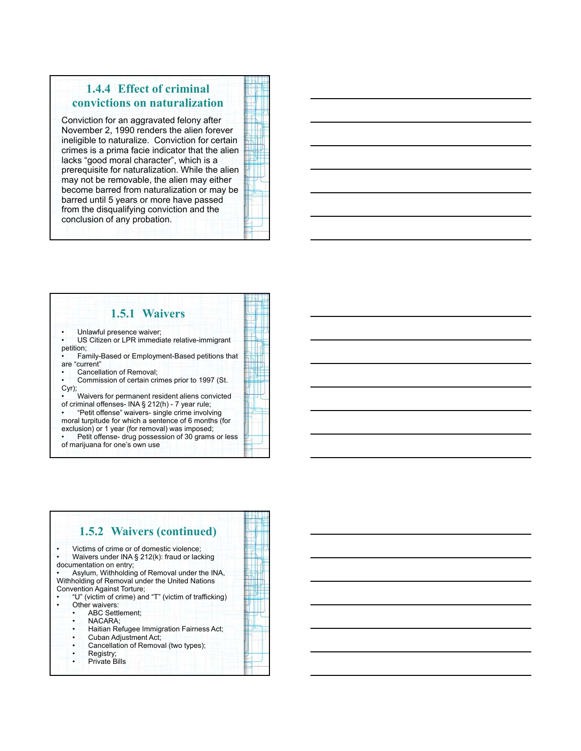## 1.4.4 Effect of criminal convictions on naturalization

Conviction for an aggravated felony after November 2, 1990 renders the alien forever ineligible to naturalize. Conviction for certain crimes is a prima facie indicator that the alien lacks "good moral character", which is a prerequisite for naturalization. While the alien may not be removable, the alien may either become barred from naturalization or may be barred until 5 years or more have passed from the disqualifying conviction and the conclusion of any probation.

## 1.5.1 Waivers

- Unlawful presence waiver;
- US Citizen or LPR immediate relative-immigrant petition;
- Family-Based or Employment-Based petitions that are "current"
- Cancellation of Removal;
- Commission of certain crimes prior to 1997 (St. Cyr);
- Waivers for permanent resident aliens convicted of criminal offenses- INA § 212(h) - 7 year rule;
- "Petit offense" waivers- single crime involving moral turpitude for which a sentence of 6 months (for exclusion) or 1 year (for removal) was imposed;
- Petit offense- drug possession of 30 grams or less of marijuana for one's own use

## 1.5.2 Waivers (continued)

- Victims of crime or of domestic violence;
- Waivers under INA § 212(k): fraud or lacking documentation on entry;
- Asylum, Withholding of Removal under the INA, Withholding of Removal under the United Nations Convention Against Torture;
- "U" (victim of crime) and "T" (victim of trafficking)
- Other waivers:
  - ABC Settlement;
  - NACARA;
  - Haitian Refugee Immigration Fairness Act;
  - Cuban Adjustment Act;
  - Cancellation of Removal (two types);
  - Registry;
  - Private Bills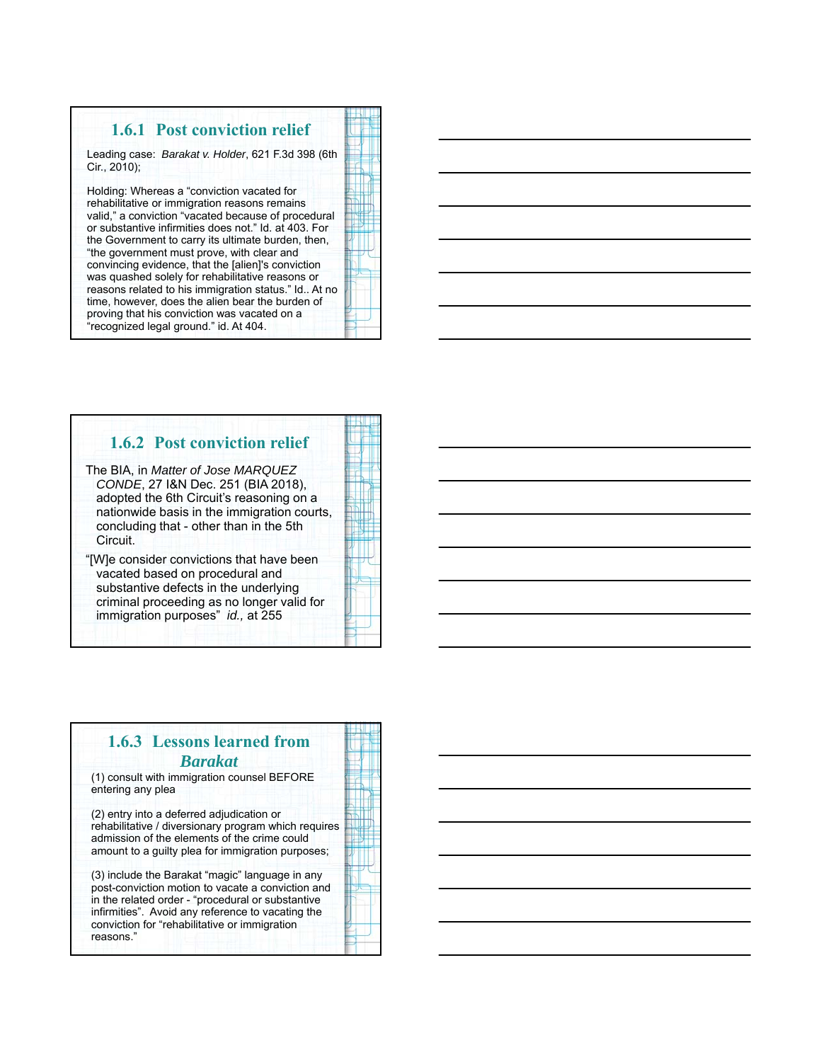## 1.6.1 Post conviction relief

Leading case: *Barakat v. Holder*, 621 F.3d 398 (6th Cir., 2010);

Holding: Whereas a “conviction vacated for rehabilitative or immigration reasons remains valid,” a conviction “vacated because of procedural or substantive infirmities does not.” Id. at 403. For the Government to carry its ultimate burden, then, “the government must prove, with clear and convincing evidence, that the [alien]'s conviction was quashed solely for rehabilitative reasons or reasons related to his immigration status.” Id.. At no time, however, does the alien bear the burden of proving that his conviction was vacated on a “recognized legal ground.” id. At 404.

## 1.6.2 Post conviction relief

The BIA, in *Matter of Jose MARQUEZ CONDE*, 27 I&N Dec. 251 (BIA 2018), adopted the 6th Circuit’s reasoning on a nationwide basis in the immigration courts, concluding that - other than in the 5th Circuit.

“[W]e consider convictions that have been vacated based on procedural and substantive defects in the underlying criminal proceeding as no longer valid for immigration purposes” *id.,* at 255

## 1.6.3 Lessons learned from *Barakat*

(1) consult with immigration counsel BEFORE entering any plea

(2) entry into a deferred adjudication or rehabilitative / diversionary program which requires admission of the elements of the crime could amount to a guilty plea for immigration purposes;

(3) include the Barakat “magic” language in any post-conviction motion to vacate a conviction and in the related order - “procedural or substantive infirmities”. Avoid any reference to vacating the conviction for “rehabilitative or immigration reasons.”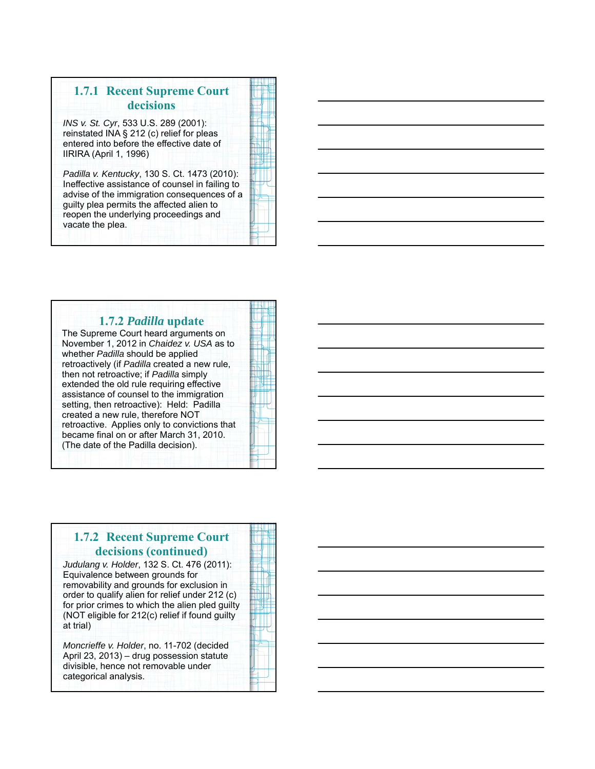## 1.7.1 Recent Supreme Court decisions

*INS v. St. Cyr*, 533 U.S. 289 (2001): reinstated INA § 212 (c) relief for pleas entered into before the effective date of IIRIRA (April 1, 1996)

*Padilla v. Kentucky*, 130 S. Ct. 1473 (2010): Ineffective assistance of counsel in failing to advise of the immigration consequences of a guilty plea permits the affected alien to reopen the underlying proceedings and vacate the plea.

## 1.7.2 *Padilla* update

The Supreme Court heard arguments on November 1, 2012 in *Chaidez v. USA* as to whether *Padilla* should be applied retroactively (if *Padilla* created a new rule, then not retroactive; if *Padilla* simply extended the old rule requiring effective assistance of counsel to the immigration setting, then retroactive): Held: Padilla created a new rule, therefore NOT retroactive. Applies only to convictions that became final on or after March 31, 2010. (The date of the Padilla decision).

## 1.7.2 Recent Supreme Court decisions (continued)

*Judulang v. Holder*, 132 S. Ct. 476 (2011): Equivalence between grounds for removability and grounds for exclusion in order to qualify alien for relief under 212 (c) for prior crimes to which the alien pled guilty (NOT eligible for 212(c) relief if found guilty at trial)

*Moncrieffe v. Holder*, no. 11-702 (decided April 23, 2013) – drug possession statute divisible, hence not removable under categorical analysis.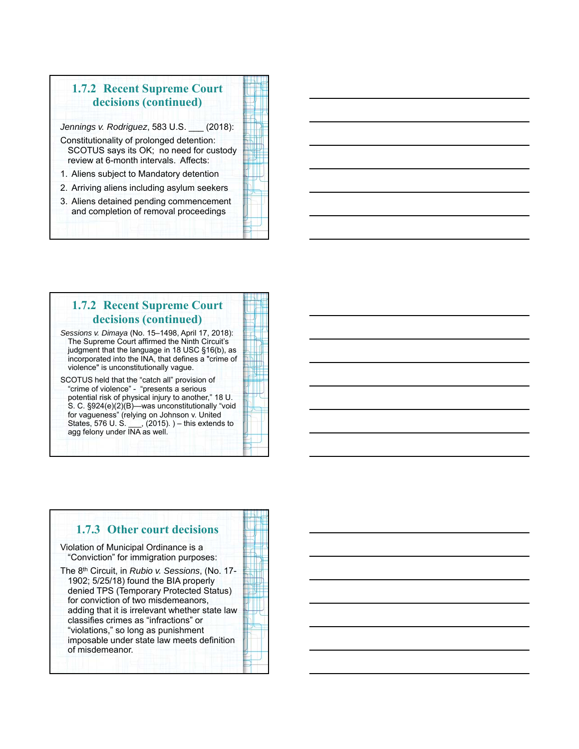## 1.7.2 Recent Supreme Court decisions (continued)

*Jennings v. Rodriguez*, 583 U.S. ___ (2018):

Constitutionality of prolonged detention: SCOTUS says its OK; no need for custody review at 6-month intervals. Affects:

1. Aliens subject to Mandatory detention
2. Arriving aliens including asylum seekers
3. Aliens detained pending commencement and completion of removal proceedings

## 1.7.2 Recent Supreme Court decisions (continued)

*Sessions v. Dimaya* (No. 15–1498, April 17, 2018): The Supreme Court affirmed the Ninth Circuit's judgment that the language in 18 USC §16(b), as incorporated into the INA, that defines a "crime of violence" is unconstitutionally vague.

SCOTUS held that the "catch all" provision of "crime of violence" - "presents a serious potential risk of physical injury to another," 18 U. S. C. §924(e)(2)(B)—was unconstitutionally "void for vagueness" (relying on Johnson v. United States, 576 U. S. ___, (2015). ) – this extends to agg felony under INA as well.

## 1.7.3 Other court decisions

Violation of Municipal Ordinance is a "Conviction" for immigration purposes:

The 8th Circuit, in *Rubio v. Sessions*, (No. 17-1902; 5/25/18) found the BIA properly denied TPS (Temporary Protected Status) for conviction of two misdemeanors, adding that it is irrelevant whether state law classifies crimes as "infractions" or "violations," so long as punishment imposable under state law meets definition of misdemeanor.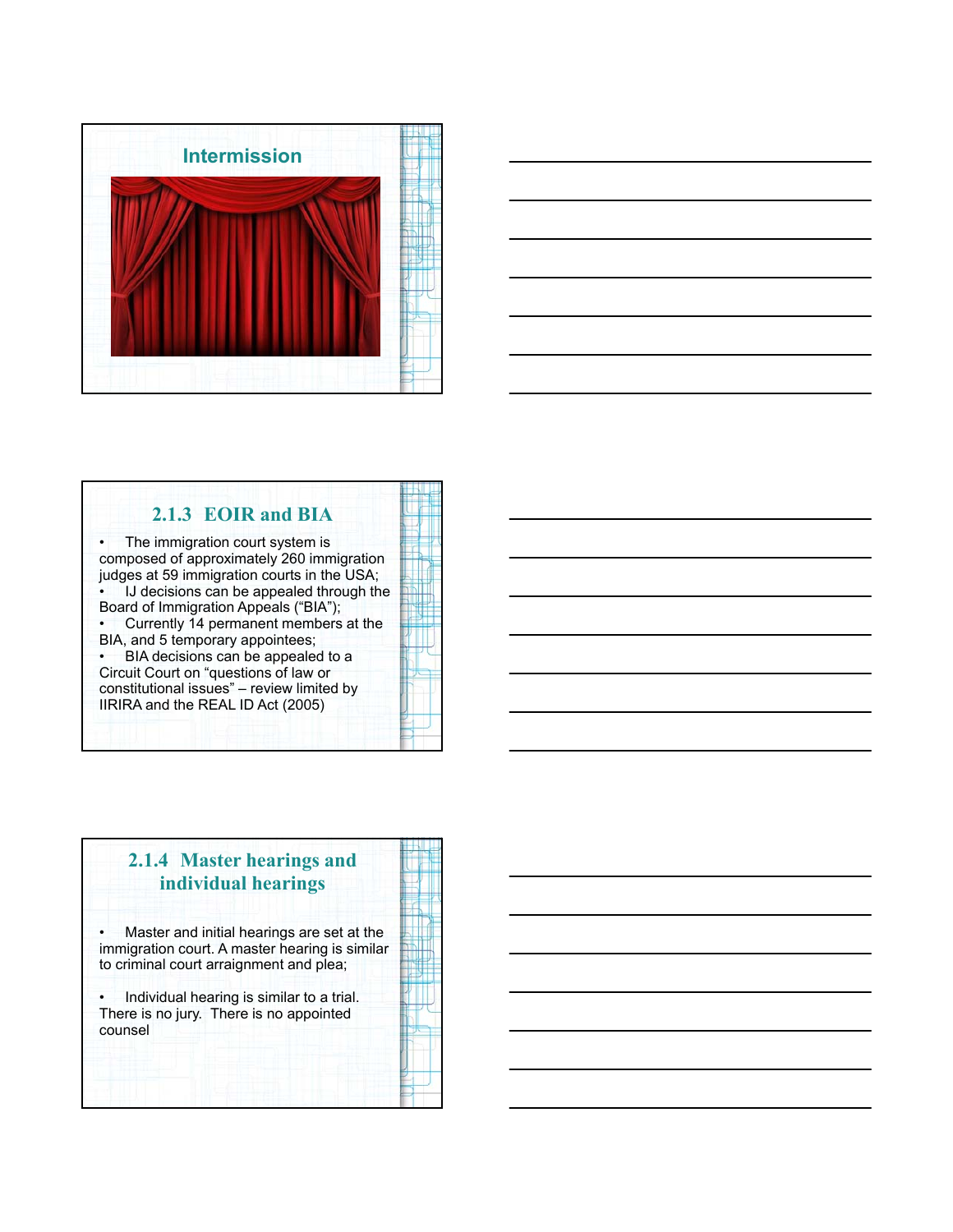## Intermission

## 2.1.3 EOIR and BIA

- The immigration court system is composed of approximately 260 immigration judges at 59 immigration courts in the USA;
- IJ decisions can be appealed through the Board of Immigration Appeals ("BIA");
- Currently 14 permanent members at the BIA, and 5 temporary appointees;
- BIA decisions can be appealed to a Circuit Court on "questions of law or constitutional issues" – review limited by IIRIRA and the REAL ID Act (2005)

## 2.1.4 Master hearings and individual hearings

- Master and initial hearings are set at the immigration court. A master hearing is similar to criminal court arraignment and plea;
- Individual hearing is similar to a trial. There is no jury. There is no appointed counsel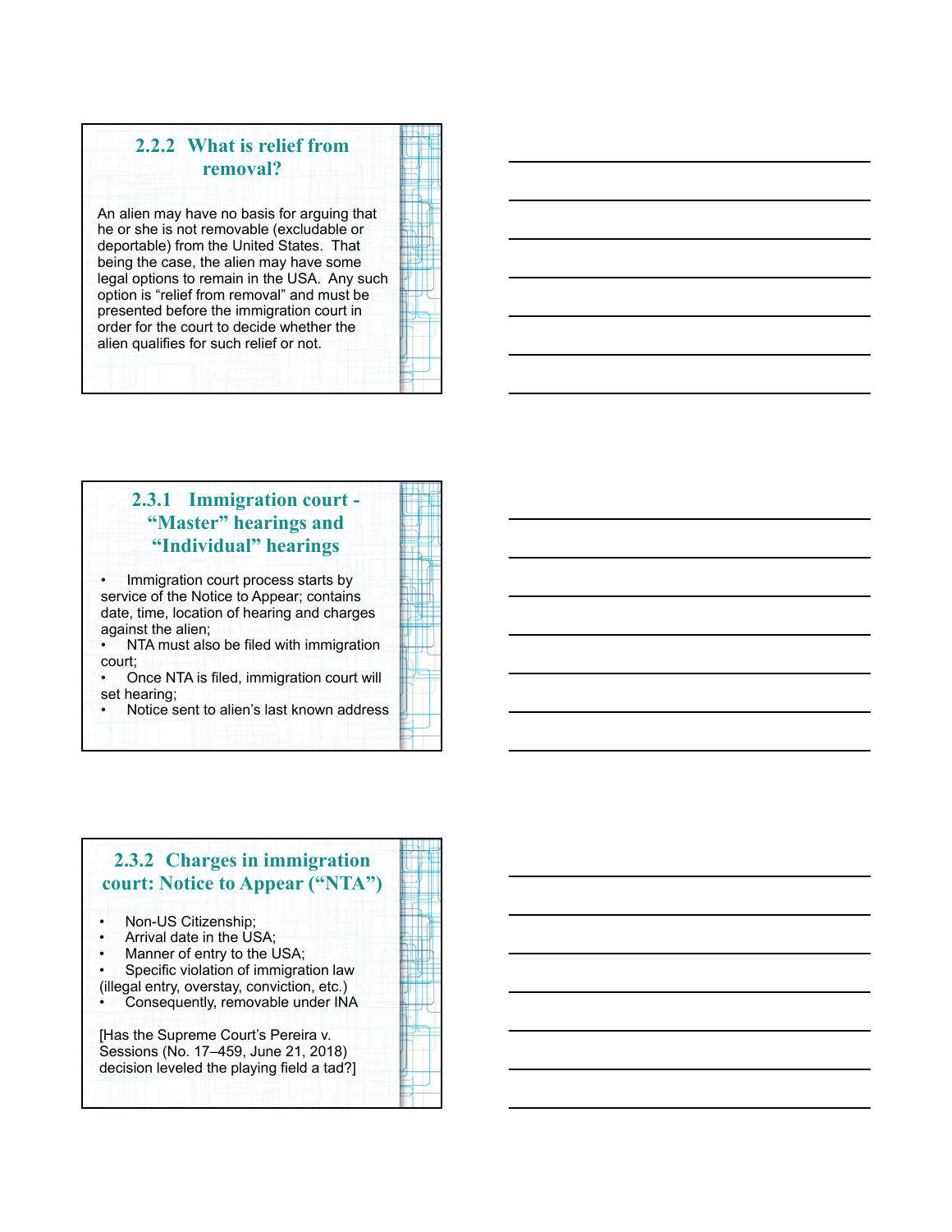## 2.2.2 What is relief from removal?

An alien may have no basis for arguing that he or she is not removable (excludable or deportable) from the United States. That being the case, the alien may have some legal options to remain in the USA. Any such option is "relief from removal" and must be presented before the immigration court in order for the court to decide whether the alien qualifies for such relief or not.

## 2.3.1 Immigration court - "Master" hearings and "Individual" hearings

- Immigration court process starts by service of the Notice to Appear; contains date, time, location of hearing and charges against the alien;
- NTA must also be filed with immigration court;
- Once NTA is filed, immigration court will set hearing;
- Notice sent to alien's last known address

## 2.3.2 Charges in immigration court: Notice to Appear ("NTA")

- Non-US Citizenship;
- Arrival date in the USA;
- Manner of entry to the USA;
- Specific violation of immigration law (illegal entry, overstay, conviction, etc.)
- Consequently, removable under INA

[Has the Supreme Court's Pereira v. Sessions (No. 17–459, June 21, 2018) decision leveled the playing field a tad?]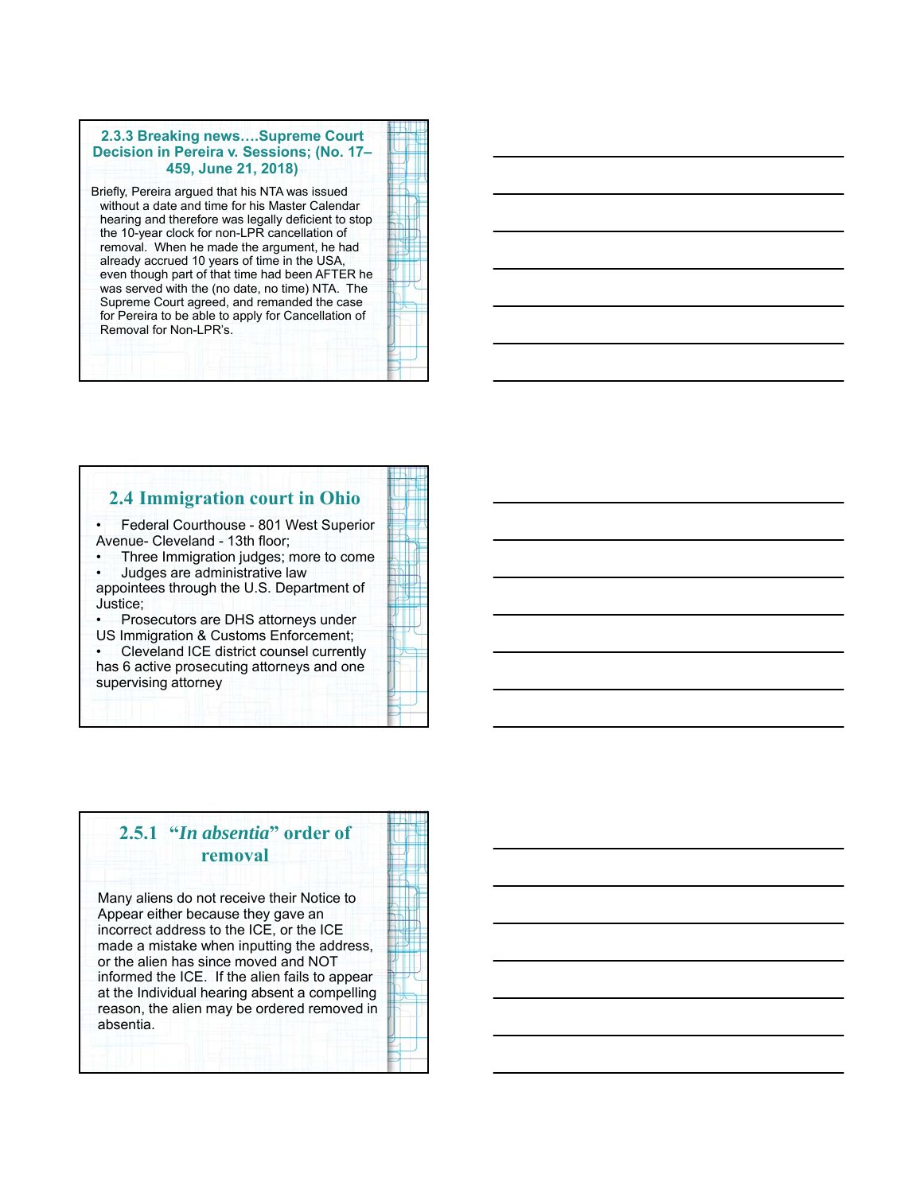## 2.3.3 Breaking news….Supreme Court Decision in Pereira v. Sessions; (No. 17–459, June 21, 2018)

Briefly, Pereira argued that his NTA was issued without a date and time for his Master Calendar hearing and therefore was legally deficient to stop the 10-year clock for non-LPR cancellation of removal. When he made the argument, he had already accrued 10 years of time in the USA, even though part of that time had been AFTER he was served with the (no date, no time) NTA. The Supreme Court agreed, and remanded the case for Pereira to be able to apply for Cancellation of Removal for Non-LPR's.

## 2.4 Immigration court in Ohio

- Federal Courthouse - 801 West Superior Avenue- Cleveland - 13th floor;
- Three Immigration judges; more to come
- Judges are administrative law appointees through the U.S. Department of Justice;
- Prosecutors are DHS attorneys under US Immigration & Customs Enforcement;
- Cleveland ICE district counsel currently has 6 active prosecuting attorneys and one supervising attorney

## 2.5.1 "*In absentia*" order of removal

Many aliens do not receive their Notice to Appear either because they gave an incorrect address to the ICE, or the ICE made a mistake when inputting the address, or the alien has since moved and NOT informed the ICE. If the alien fails to appear at the Individual hearing absent a compelling reason, the alien may be ordered removed in absentia.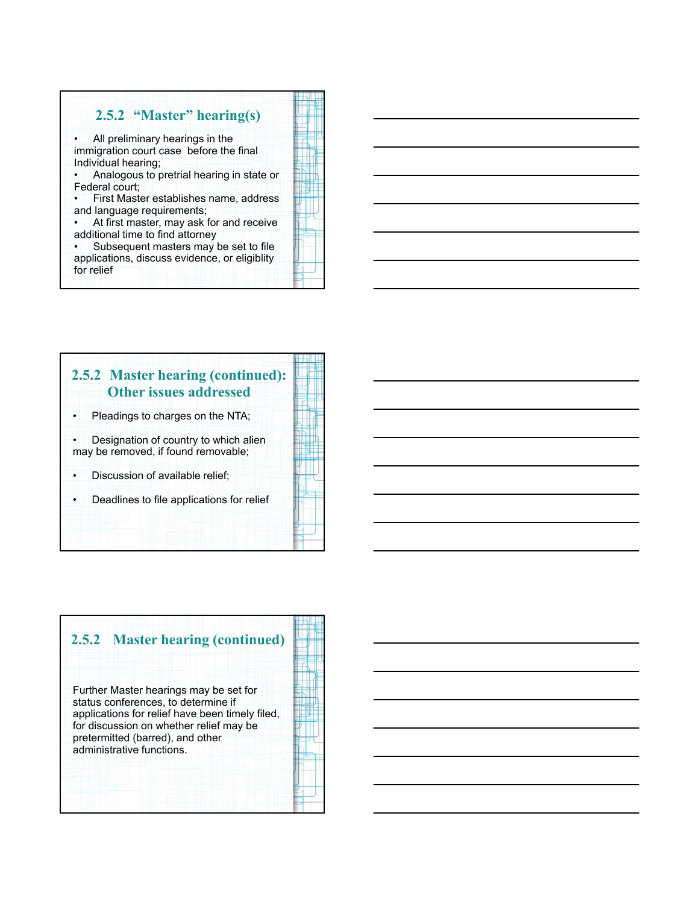## 2.5.2 "Master" hearing(s)

- All preliminary hearings in the immigration court case before the final Individual hearing;
- Analogous to pretrial hearing in state or Federal court;
- First Master establishes name, address and language requirements;
- At first master, may ask for and receive additional time to find attorney
- Subsequent masters may be set to file applications, discuss evidence, or eligiblity for relief

## 2.5.2 Master hearing (continued): Other issues addressed

- Pleadings to charges on the NTA;
- Designation of country to which alien may be removed, if found removable;
- Discussion of available relief;
- Deadlines to file applications for relief

## 2.5.2 Master hearing (continued)

Further Master hearings may be set for status conferences, to determine if applications for relief have been timely filed, for discussion on whether relief may be pretermitted (barred), and other administrative functions.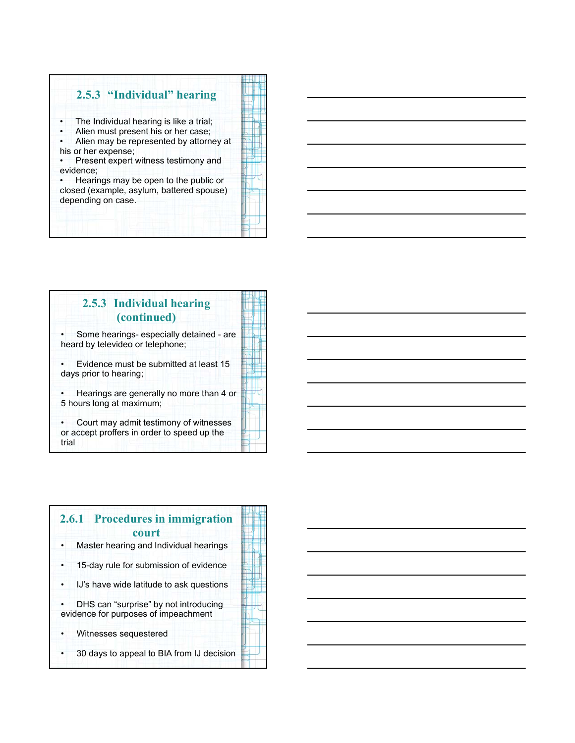## 2.5.3 "Individual" hearing

- The Individual hearing is like a trial;
- Alien must present his or her case;
- Alien may be represented by attorney at his or her expense;
- Present expert witness testimony and evidence;
- Hearings may be open to the public or closed (example, asylum, battered spouse) depending on case.

## 2.5.3 Individual hearing (continued)

- Some hearings- especially detained - are heard by televideo or telephone;
- Evidence must be submitted at least 15 days prior to hearing;
- Hearings are generally no more than 4 or 5 hours long at maximum;
- Court may admit testimony of witnesses or accept proffers in order to speed up the trial

## 2.6.1 Procedures in immigration court

- Master hearing and Individual hearings
- 15-day rule for submission of evidence
- IJ's have wide latitude to ask questions
- DHS can "surprise" by not introducing evidence for purposes of impeachment
- Witnesses sequestered
- 30 days to appeal to BIA from IJ decision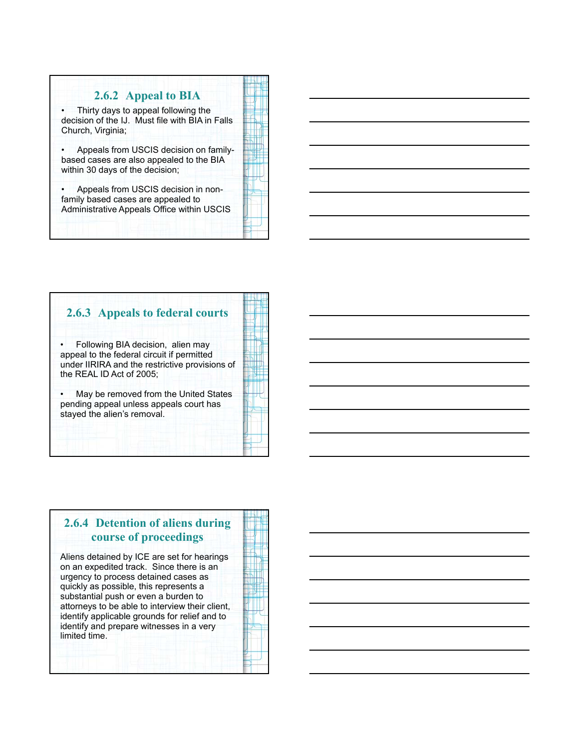## 2.6.2 Appeal to BIA

- Thirty days to appeal following the decision of the IJ. Must file with BIA in Falls Church, Virginia;
- Appeals from USCIS decision on family-based cases are also appealed to the BIA within 30 days of the decision;
- Appeals from USCIS decision in non-family based cases are appealed to Administrative Appeals Office within USCIS

## 2.6.3 Appeals to federal courts

- Following BIA decision, alien may appeal to the federal circuit if permitted under IIRIRA and the restrictive provisions of the REAL ID Act of 2005;
- May be removed from the United States pending appeal unless appeals court has stayed the alien's removal.

## 2.6.4 Detention of aliens during course of proceedings

Aliens detained by ICE are set for hearings on an expedited track. Since there is an urgency to process detained cases as quickly as possible, this represents a substantial push or even a burden to attorneys to be able to interview their client, identify applicable grounds for relief and to identify and prepare witnesses in a very limited time.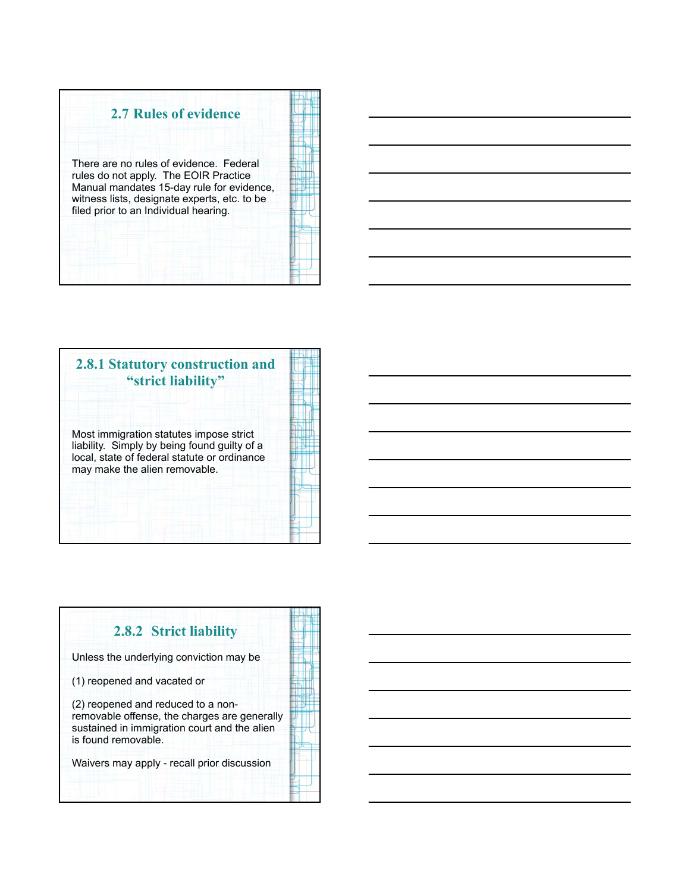## 2.7 Rules of evidence

There are no rules of evidence. Federal rules do not apply. The EOIR Practice Manual mandates 15-day rule for evidence, witness lists, designate experts, etc. to be filed prior to an Individual hearing.

## 2.8.1 Statutory construction and "strict liability"

Most immigration statutes impose strict liability. Simply by being found guilty of a local, state of federal statute or ordinance may make the alien removable.

## 2.8.2 Strict liability

Unless the underlying conviction may be

(1) reopened and vacated or

(2) reopened and reduced to a non-removable offense, the charges are generally sustained in immigration court and the alien is found removable.

Waivers may apply - recall prior discussion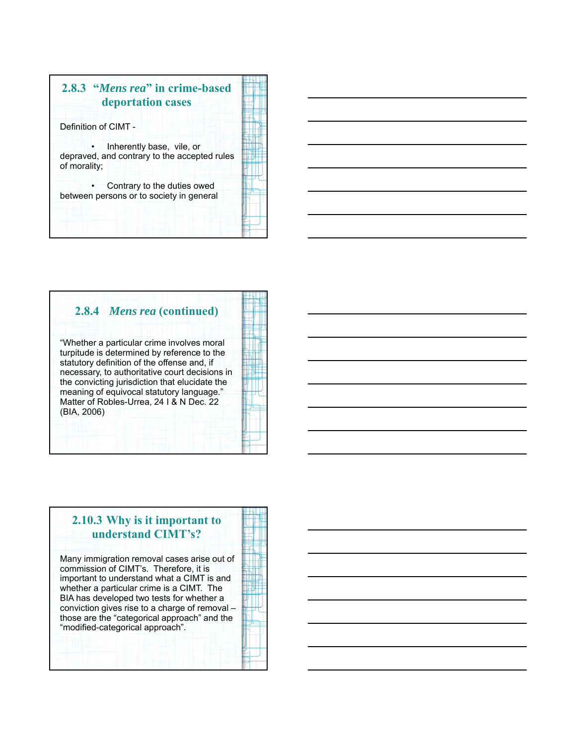## 2.8.3 "*Mens rea*" in crime-based deportation cases

Definition of CIMT -

- Inherently base, vile, or depraved, and contrary to the accepted rules of morality;
- Contrary to the duties owed between persons or to society in general

## 2.8.4 *Mens rea* (continued)

"Whether a particular crime involves moral turpitude is determined by reference to the statutory definition of the offense and, if necessary, to authoritative court decisions in the convicting jurisdiction that elucidate the meaning of equivocal statutory language." Matter of Robles-Urrea, 24 I & N Dec. 22 (BIA, 2006)

## 2.10.3 Why is it important to understand CIMT's?

Many immigration removal cases arise out of commission of CIMT's. Therefore, it is important to understand what a CIMT is and whether a particular crime is a CIMT. The BIA has developed two tests for whether a conviction gives rise to a charge of removal – those are the "categorical approach" and the "modified-categorical approach".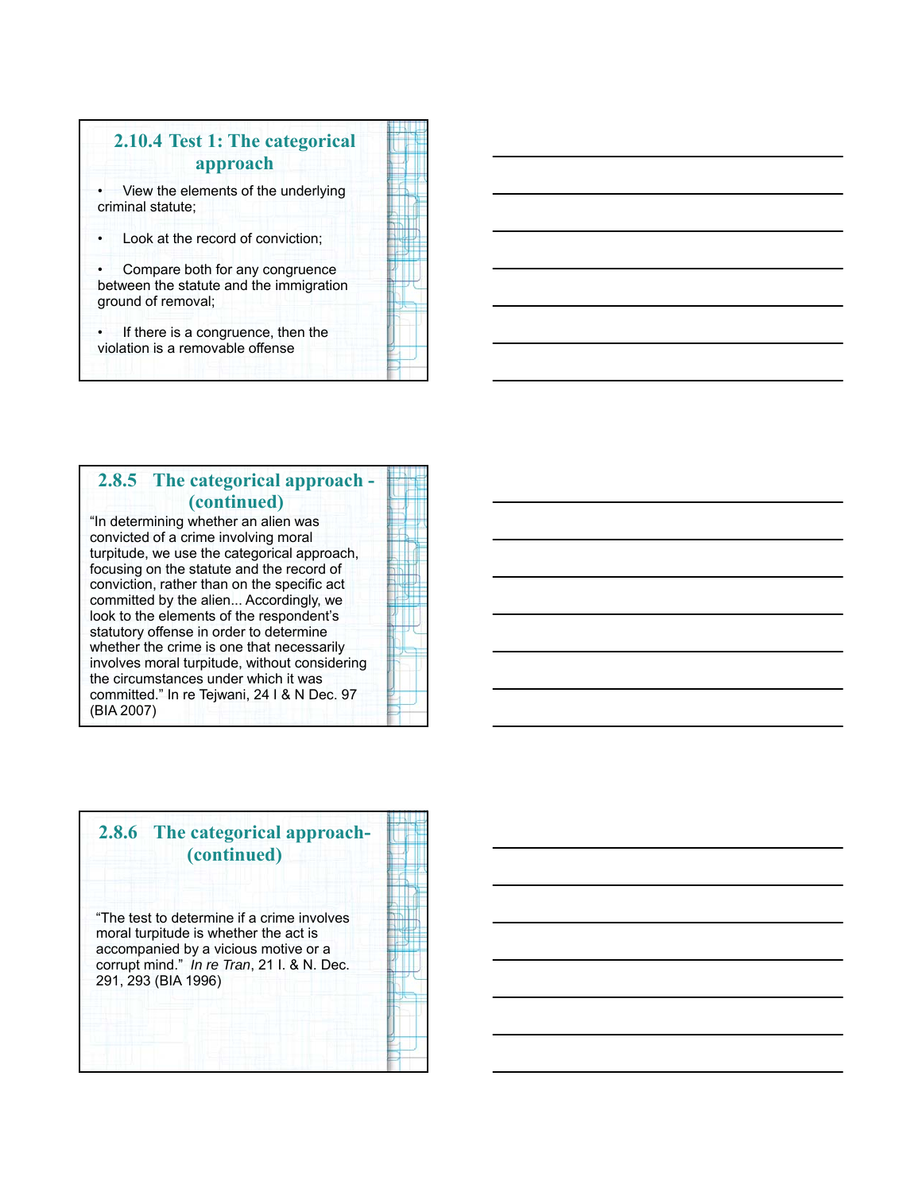## 2.10.4 Test 1: The categorical approach

- View the elements of the underlying criminal statute;
- Look at the record of conviction;
- Compare both for any congruence between the statute and the immigration ground of removal;
- If there is a congruence, then the violation is a removable offense

## 2.8.5 The categorical approach - (continued)

"In determining whether an alien was convicted of a crime involving moral turpitude, we use the categorical approach, focusing on the statute and the record of conviction, rather than on the specific act committed by the alien... Accordingly, we look to the elements of the respondent's statutory offense in order to determine whether the crime is one that necessarily involves moral turpitude, without considering the circumstances under which it was committed." In re Tejwani, 24 I & N Dec. 97 (BIA 2007)

## 2.8.6 The categorical approach- (continued)

"The test to determine if a crime involves moral turpitude is whether the act is accompanied by a vicious motive or a corrupt mind." *In re Tran*, 21 I. & N. Dec. 291, 293 (BIA 1996)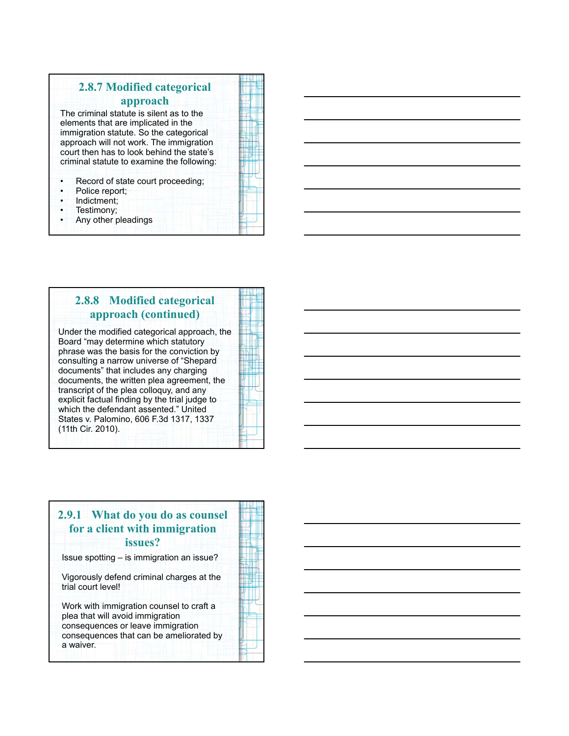## 2.8.7 Modified categorical approach

The criminal statute is silent as to the elements that are implicated in the immigration statute. So the categorical approach will not work. The immigration court then has to look behind the state's criminal statute to examine the following:

- Record of state court proceeding;
- Police report;
- Indictment;
- Testimony;
- Any other pleadings

## 2.8.8 Modified categorical approach (continued)

Under the modified categorical approach, the Board "may determine which statutory phrase was the basis for the conviction by consulting a narrow universe of "Shepard documents" that includes any charging documents, the written plea agreement, the transcript of the plea colloquy, and any explicit factual finding by the trial judge to which the defendant assented." United States v. Palomino, 606 F.3d 1317, 1337 (11th Cir. 2010).

## 2.9.1 What do you do as counsel for a client with immigration issues?

Issue spotting – is immigration an issue?

Vigorously defend criminal charges at the trial court level!

Work with immigration counsel to craft a plea that will avoid immigration consequences or leave immigration consequences that can be ameliorated by a waiver.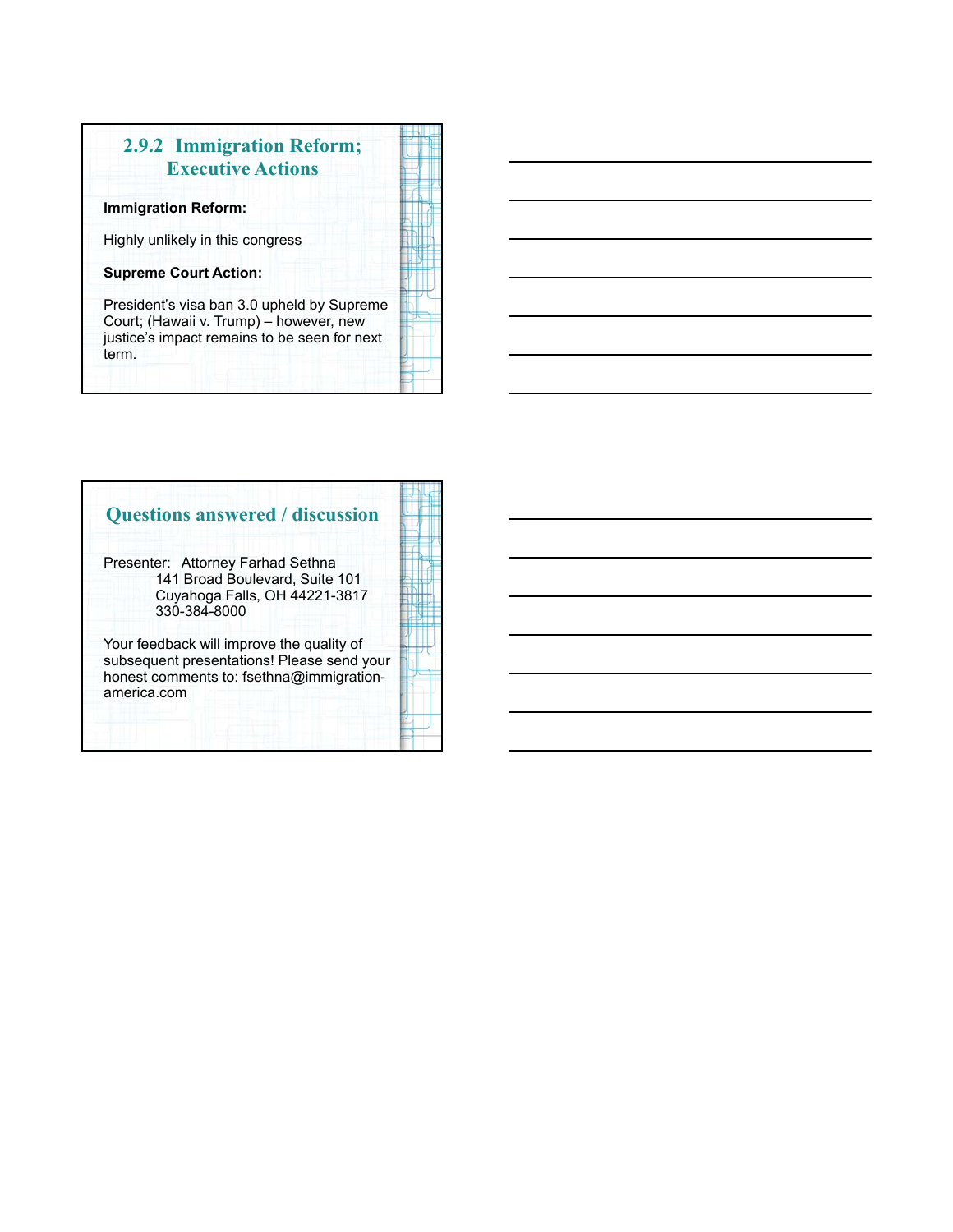## 2.9.2 Immigration Reform; Executive Actions

**Immigration Reform:**

Highly unlikely in this congress

**Supreme Court Action:**

President's visa ban 3.0 upheld by Supreme Court; (Hawaii v. Trump) – however, new justice's impact remains to be seen for next term.

## Questions answered / discussion

Presenter: Attorney Farhad Sethna
141 Broad Boulevard, Suite 101
Cuyahoga Falls, OH 44221-3817
330-384-8000

Your feedback will improve the quality of subsequent presentations! Please send your honest comments to: fsethna@immigration-america.com